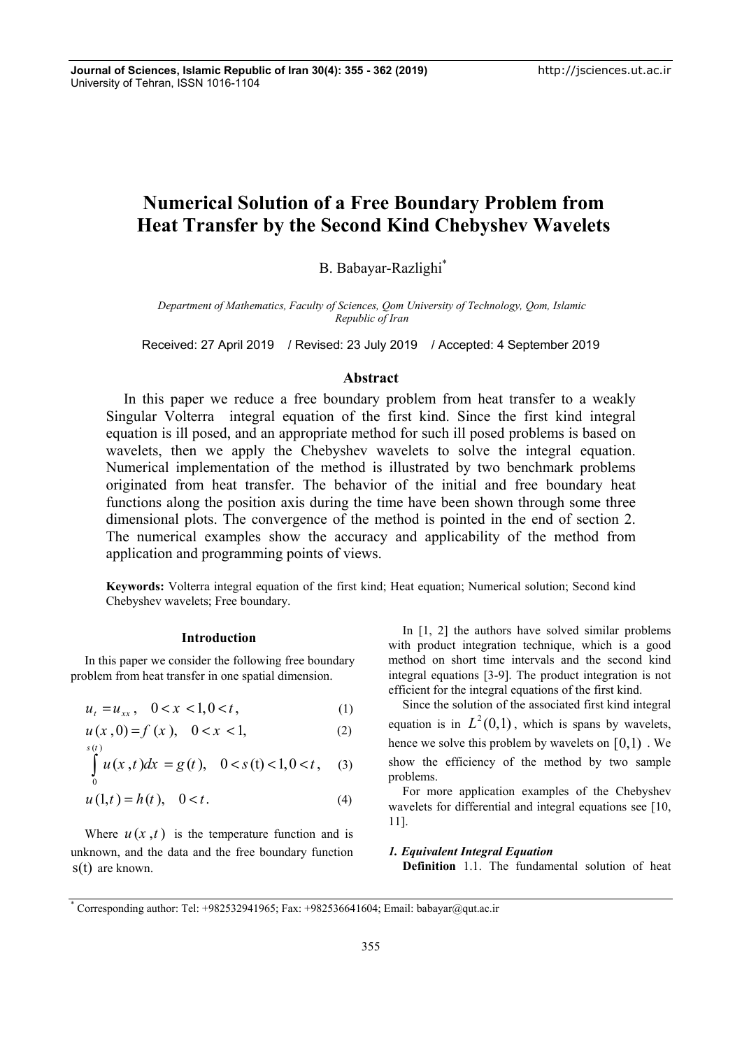# Numerical Solution of a Free Boundary Problem from Heat Transfer by the Second Kind Chebyshev Wavelets

B. Babayar-Razlighi[*]

*Department of Mathematics, Faculty of Sciences, Qom University of Technology, Qom, Islamic Republic of Iran*

Received: 27 April 2019 / Revised: 23 July 2019 / Accepted: 4 September 2019

## Abstract

In this paper we reduce a free boundary problem from heat transfer to a weakly Singular Volterra integral equation of the first kind. Since the first kind integral equation is ill posed, and an appropriate method for such ill posed problems is based on wavelets, then we apply the Chebyshev wavelets to solve the integral equation. Numerical implementation of the method is illustrated by two benchmark problems originated from heat transfer. The behavior of the initial and free boundary heat functions along the position axis during the time have been shown through some three dimensional plots. The convergence of the method is pointed in the end of section 2. The numerical examples show the accuracy and applicability of the method from application and programming points of views.

**Keywords:** Volterra integral equation of the first kind; Heat equation; Numerical solution; Second kind Chebyshev wavelets; Free boundary.

## Introduction

In this paper we consider the following free boundary problem from heat transfer in one spatial dimension.

$$u_t = u_{xx}, \quad 0 < x < 1, 0 < t, \tag{1}$$

$$u(x,0) = f(x), \quad 0 < x < 1, \tag{2}$$

$$\int_0^{s(t)} u(x,t)dx = g(t), \quad 0 < s(t) < 1, 0 < t, \tag{3}$$

$$u(1,t) = h(t), \quad 0 < t. \tag{4}$$

Where $u(x,t)$ is the temperature function and is unknown, and the data and the free boundary function $s(t)$ are known.

In [1, 2] the authors have solved similar problems with product integration technique, which is a good method on short time intervals and the second kind integral equations [3-9]. The product integration is not efficient for the integral equations of the first kind.

Since the solution of the associated first kind integral equation is in $L^2(0,1)$, which is spans by wavelets, hence we solve this problem by wavelets on $[0,1)$. We show the efficiency of the method by two sample problems.

For more application examples of the Chebyshev wavelets for differential and integral equations see [10, 11].

### *1. Equivalent Integral Equation*

**Definition** 1.1. The fundamental solution of heat

[*] Corresponding author: Tel: +982532941965; Fax: +982536641604; Email: babayar@qut.ac.ir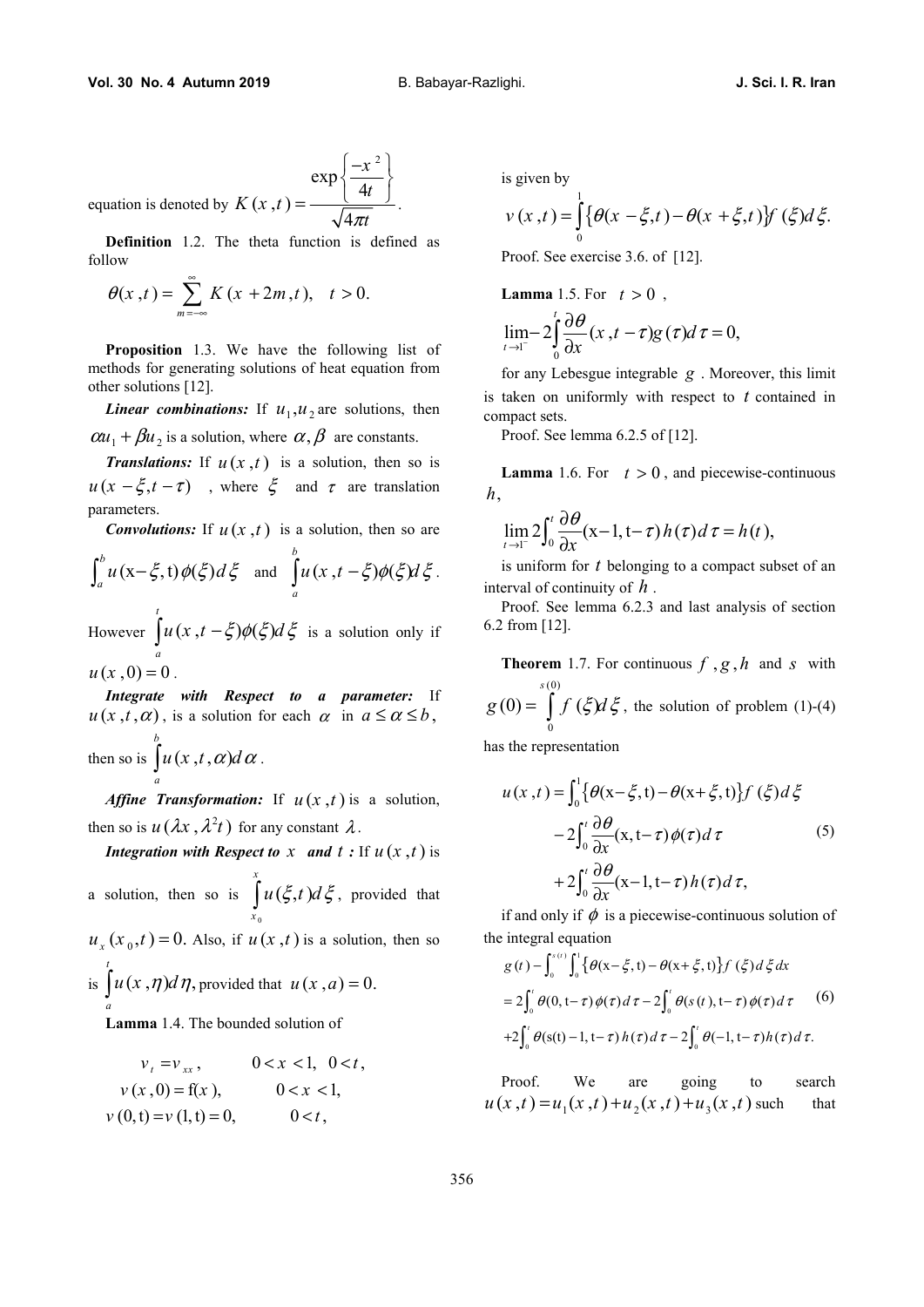equation is denoted by $K(x,t) = \dfrac{\exp\left\{\dfrac{-x^2}{4t}\right\}}{\sqrt{4\pi t}}$.

**Definition** 1.2. The theta function is defined as follow

$$\theta(x,t) = \sum_{m=-\infty}^{\infty} K(x+2m,t), \quad t>0.$$

**Proposition** 1.3. We have the following list of methods for generating solutions of heat equation from other solutions [12].

***Linear combinations:*** If $u_1, u_2$ are solutions, then $\alpha u_1 + \beta u_2$ is a solution, where $\alpha, \beta$ are constants.

***Translations:*** If $u(x,t)$ is a solution, then so is $u(x-\xi, t-\tau)$, where $\xi$ and $\tau$ are translation parameters.

***Convolutions:*** If $u(x,t)$ is a solution, then so are $\int_a^b u(x-\xi,t)\phi(\xi)d\xi$ and $\int_a^b u(x,t-\xi)\phi(\xi)d\xi$. However $\int_a^t u(x,t-\xi)\phi(\xi)d\xi$ is a solution only if $u(x,0)=0$.

***Integrate with Respect to a parameter:*** If $u(x,t,\alpha)$, is a solution for each $\alpha$ in $a \le \alpha \le b$, then so is $\int_a^b u(x,t,\alpha)d\alpha$.

***Affine Transformation:*** If $u(x,t)$ is a solution, then so is $u(\lambda x, \lambda^2 t)$ for any constant $\lambda$.

***Integration with Respect to $x$ and $t$ :*** If $u(x,t)$ is a solution, then so is $\int_{x_0}^{x} u(\xi,t)d\xi$, provided that $u_x(x_0,t)=0$. Also, if $u(x,t)$ is a solution, then so is $\int_a^t u(x,\eta)d\eta$, provided that $u(x,a)=0$.

**Lamma** 1.4. The bounded solution of

$$\begin{aligned}
v_t &= v_{xx}, & 0<x<1,\ 0<t,\\
v(x,0) &= f(x), & 0<x<1,\\
v(0,t) &= v(1,t)=0, & 0<t,
\end{aligned}$$

is given by

$$v(x,t) = \int_0^1 \{\theta(x-\xi,t) - \theta(x+\xi,t)\} f(\xi)d\xi.$$

Proof. See exercise 3.6. of [12].

**Lamma** 1.5. For $t>0$,

$$\lim_{t\to 1^-} -2\int_0^t \frac{\partial\theta}{\partial x}(x,t-\tau)g(\tau)d\tau = 0,$$

for any Lebesgue integrable $g$. Moreover, this limit is taken on uniformly with respect to $t$ contained in compact sets.

Proof. See lemma 6.2.5 of [12].

**Lamma** 1.6. For $t>0$, and piecewise-continuous $h$,

$$\lim_{t\to 1^-} 2\int_0^t \frac{\partial\theta}{\partial x}(x-1,t-\tau)h(\tau)d\tau = h(t),$$

is uniform for $t$ belonging to a compact subset of an interval of continuity of $h$.

Proof. See lemma 6.2.3 and last analysis of section 6.2 from [12].

**Theorem** 1.7. For continuous $f, g, h$ and $s$ with $g(0) = \int_0^{s(0)} f(\xi)d\xi$, the solution of problem (1)-(4) has the representation

$$\begin{aligned}
u(x,t) &= \int_0^1 \{\theta(x-\xi,t) - \theta(x+\xi,t)\} f(\xi)d\xi \\
&\quad -2\int_0^t \frac{\partial\theta}{\partial x}(x,t-\tau)\phi(\tau)d\tau \\
&\quad +2\int_0^t \frac{\partial\theta}{\partial x}(x-1,t-\tau)h(\tau)d\tau,
\end{aligned} \tag{5}$$

if and only if $\phi$ is a piecewise-continuous solution of the integral equation

$$\begin{aligned}
&g(t) - \int_0^{s(t)}\int_0^1 \{\theta(x-\xi,t) - \theta(x+\xi,t)\} f(\xi)d\xi dx \\
&= 2\int_0^t \theta(0,t-\tau)\phi(\tau)d\tau - 2\int_0^t \theta(s(t),t-\tau)\phi(\tau)d\tau \\
&+2\int_0^t \theta(s(t)-1,t-\tau)h(\tau)d\tau - 2\int_0^t \theta(-1,t-\tau)h(\tau)d\tau.
\end{aligned} \tag{6}$$

Proof. We are going to search $u(x,t) = u_1(x,t) + u_2(x,t) + u_3(x,t)$ such that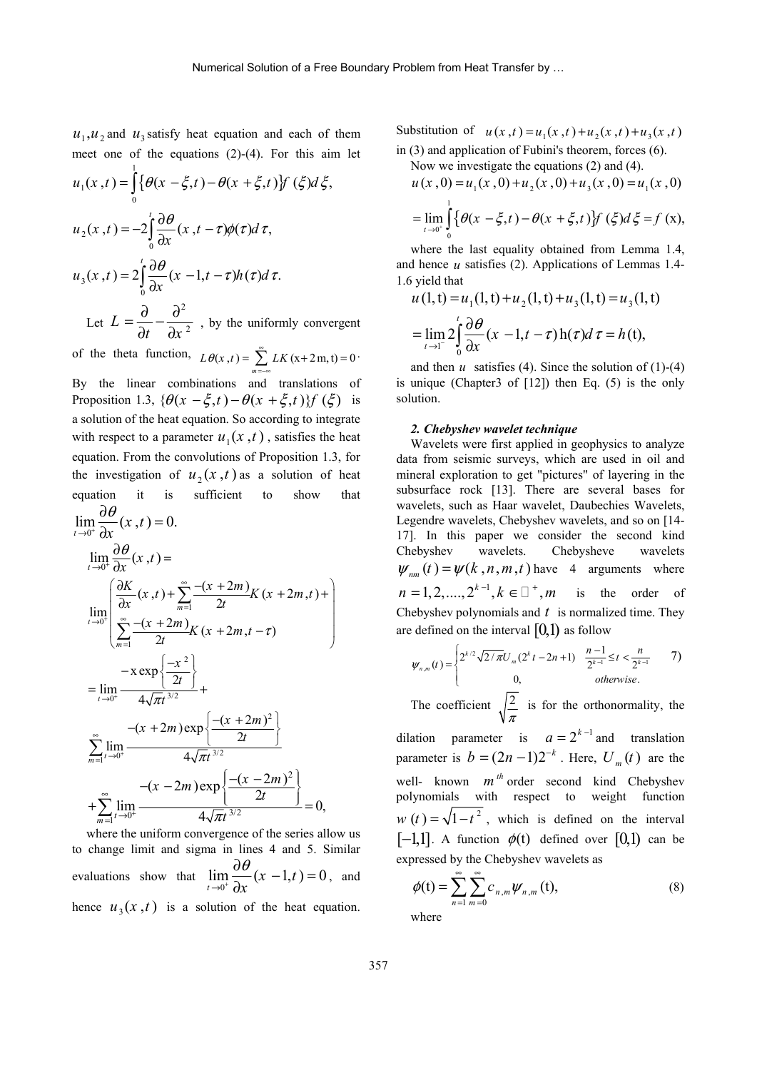$u_1, u_2$ and $u_3$ satisfy heat equation and each of them meet one of the equations (2)-(4). For this aim let

$$u_1(x,t) = \int_0^1 \{\theta(x-\xi,t) - \theta(x+\xi,t)\} f(\xi) d\xi,$$

$$u_2(x,t) = -2\int_0^t \frac{\partial\theta}{\partial x}(x, t-\tau)\phi(\tau) d\tau,$$

$$u_3(x,t) = 2\int_0^t \frac{\partial\theta}{\partial x}(x-1, t-\tau) h(\tau) d\tau.$$

Let $L = \frac{\partial}{\partial t} - \frac{\partial^2}{\partial x^2}$, by the uniformly convergent of the theta function, $L\theta(x,t) = \sum_{m=-\infty}^{\infty} LK(x+2m,t) = 0$. By the linear combinations and translations of Proposition 1.3, $\{\theta(x-\xi,t) - \theta(x+\xi,t)\} f(\xi)$ is a solution of the heat equation. So according to integrate with respect to a parameter $u_1(x,t)$, satisfies the heat equation. From the convolutions of Proposition 1.3, for the investigation of $u_2(x,t)$ as a solution of heat equation it is sufficient to show that $\lim_{t\to 0^+} \frac{\partial\theta}{\partial x}(x,t) = 0.$

$$\lim_{t\to 0^+} \frac{\partial\theta}{\partial x}(x,t) =$$

$$\lim_{t\to 0^+}\left(\begin{array}{l}\frac{\partial K}{\partial x}(x,t) + \sum_{m=1}^{\infty}\frac{-(x+2m)}{2t}K(x+2m,t) + \\ \sum_{m=1}^{\infty}\frac{-(x+2m)}{2t}K(x+2m,t-\tau)\end{array}\right)$$

$$= \lim_{t\to 0^+}\frac{-x\exp\left\{\frac{-x^2}{2t}\right\}}{4\sqrt{\pi}t^{3/2}} +$$

$$\sum_{m=1}^{\infty}\lim_{t\to 0^+}\frac{-(x+2m)\exp\left\{\frac{-(x+2m)^2}{2t}\right\}}{4\sqrt{\pi}t^{3/2}}$$

$$+\sum_{m=1}^{\infty}\lim_{t\to 0^+}\frac{-(x-2m)\exp\left\{\frac{-(x-2m)^2}{2t}\right\}}{4\sqrt{\pi}t^{3/2}} = 0,$$

where the uniform convergence of the series allow us to change limit and sigma in lines 4 and 5. Similar evaluations show that $\lim_{t\to 0^+}\frac{\partial\theta}{\partial x}(x-1,t) = 0$, and hence $u_3(x,t)$ is a solution of the heat equation. Substitution of $u(x,t) = u_1(x,t) + u_2(x,t) + u_3(x,t)$ in (3) and application of Fubini's theorem, forces (6).

Now we investigate the equations (2) and (4).

$$u(x,0) = u_1(x,0) + u_2(x,0) + u_3(x,0) = u_1(x,0)$$

$$= \lim_{t\to 0}\int_0^1 \{\theta(x-\xi,t) - \theta(x+\xi,t)\} f(\xi) d\xi = f(\mathrm{x}),$$

where the last equality obtained from Lemma 1.4, and hence $u$ satisfies (2). Applications of Lemmas 1.4-1.6 yield that

$$u(1,\mathrm{t}) = u_1(1,\mathrm{t}) + u_2(1,\mathrm{t}) + u_3(1,\mathrm{t}) = u_3(1,\mathrm{t})$$

$$= \lim_{t\to 1^-} 2\int_0^t \frac{\partial\theta}{\partial x}(x-1, t-\tau)\,\mathrm{h}(\tau) d\tau = h(\mathrm{t}),$$

and then $u$ satisfies (4). Since the solution of (1)-(4) is unique (Chapter3 of [12]) then Eq. (5) is the only solution.

### 2. Chebyshev wavelet technique

Wavelets were first applied in geophysics to analyze data from seismic surveys, which are used in oil and mineral exploration to get "pictures" of layering in the subsurface rock [13]. There are several bases for wavelets, such as Haar wavelet, Daubechies Wavelets, Legendre wavelets, Chebyshev wavelets, and so on [14-17]. In this paper we consider the second kind Chebyshev wavelets. Chebysheve wavelets $\psi_{nm}(t) = \psi(k,n,m,t)$ have 4 arguments where $n = 1, 2, \ldots, 2^{k-1}, k \in \mathbb{Z}^+, m$ is the order of Chebyshev polynomials and $t$ is normalized time. They are defined on the interval $[0,1)$ as follow

$$\psi_{n,m}(t) = \begin{cases} 2^{k/2}\sqrt{2/\pi}\,U_m(2^k t - 2n + 1) & \frac{n-1}{2^{k-1}} \le t < \frac{n}{2^{k-1}} \\ 0, & otherwise. \end{cases} \quad 7)$$

The coefficient $\sqrt{\frac{2}{\pi}}$ is for the orthonormality, the dilation parameter is $a = 2^{k-1}$ and translation parameter is $b = (2n-1)2^{-k}$. Here, $U_m(t)$ are the well- known $m^{th}$ order second kind Chebyshev polynomials with respect to weight function $w(t) = \sqrt{1-t^2}$, which is defined on the interval $[-1,1]$. A function $\phi(\mathrm{t})$ defined over $[0,1)$ can be expressed by the Chebyshev wavelets as

$$\phi(\mathrm{t}) = \sum_{n=1}^{\infty}\sum_{m=0}^{\infty} c_{n,m}\psi_{n,m}(\mathrm{t}), \quad (8)$$

where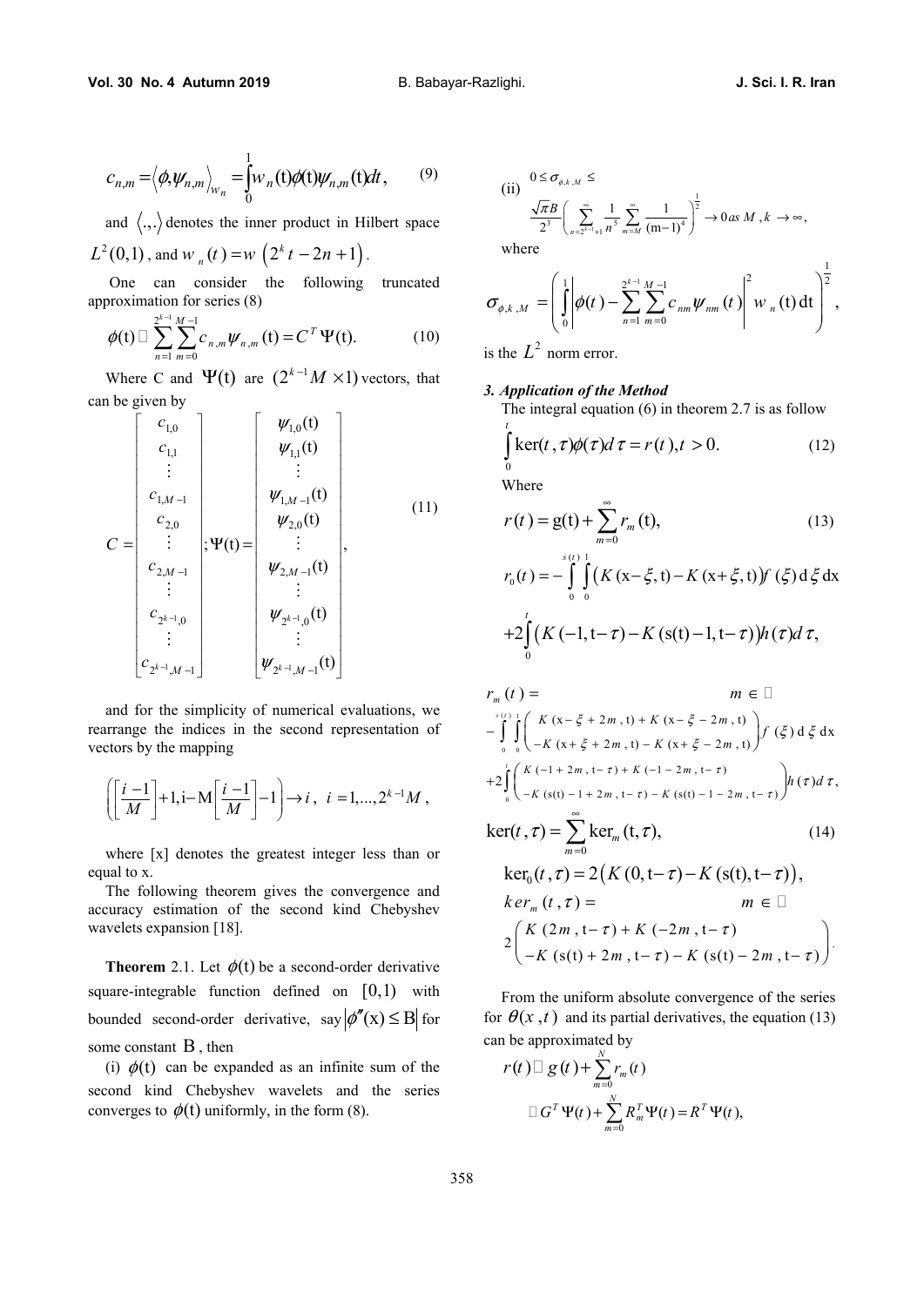$$c_{n,m} = \langle \phi, \psi_{n,m} \rangle_{w_n} = \int_0^1 w_n(t)\phi(t)\psi_{n,m}(t)dt, \qquad (9)$$

and $\langle .,. \rangle$ denotes the inner product in Hilbert space $L^2(0,1)$, and $w_n(t) = w\left(2^k t - 2n + 1\right)$.

One can consider the following truncated approximation for series (8)

$$\phi(t) \simeq \sum_{n=1}^{2^{k-1}} \sum_{m=0}^{M-1} c_{n,m}\psi_{n,m}(t) = C^T \Psi(t). \qquad (10)$$

Where C and $\Psi(t)$ are $(2^{k-1}M \times 1)$ vectors, that can be given by

$$C = \begin{bmatrix} c_{1,0} \\ c_{1,1} \\ \vdots \\ c_{1,M-1} \\ c_{2,0} \\ \vdots \\ c_{2,M-1} \\ \vdots \\ c_{2^{k-1},0} \\ \vdots \\ c_{2^{k-1},M-1} \end{bmatrix}; \Psi(t) = \begin{bmatrix} \psi_{1,0}(t) \\ \psi_{1,1}(t) \\ \vdots \\ \psi_{1,M-1}(t) \\ \psi_{2,0}(t) \\ \vdots \\ \psi_{2,M-1}(t) \\ \vdots \\ \psi_{2^{k-1},0}(t) \\ \vdots \\ \psi_{2^{k-1},M-1}(t) \end{bmatrix}, \qquad (11)$$

and for the simplicity of numerical evaluations, we rearrange the indices in the second representation of vectors by the mapping

$$\left(\left[\frac{i-1}{M}\right]+1, i-M\left[\frac{i-1}{M}\right]-1\right) \to i, \; i = 1,\ldots,2^{k-1}M,$$

where [x] denotes the greatest integer less than or equal to x.

The following theorem gives the convergence and accuracy estimation of the second kind Chebyshev wavelets expansion [18].

**Theorem** 2.1. Let $\phi(t)$ be a second-order derivative square-integrable function defined on $[0,1)$ with bounded second-order derivative, say $|\phi''(x) \le B|$ for some constant $B$, then

(i) $\phi(t)$ can be expanded as an infinite sum of the second kind Chebyshev wavelets and the series converges to $\phi(t)$ uniformly, in the form (8).

(ii) $0 \le \sigma_{\phi,k,M} \le \frac{\sqrt{\pi}B}{2^3}\left(\sum_{n=2^{k-1}+1}^{\infty} \frac{1}{n^5} \sum_{m=M}^{\infty} \frac{1}{(m-1)^4}\right)^{\frac{1}{2}} \to 0 \, as \, M, k \to \infty,$

where

$$\sigma_{\phi,k,M} = \left(\int_0^1 \left|\phi(t) - \sum_{n=1}^{2^{k-1}} \sum_{m=0}^{M-1} c_{nm}\psi_{nm}(t)\right|^2 w_n(t)\,\mathrm{dt}\right)^{\frac{1}{2}},$$

is the $L^2$ norm error.

### *3. Application of the Method*

The integral equation (6) in theorem 2.7 is as follow

$$\int_0^t \ker(t,\tau)\phi(\tau)d\tau = r(t), t > 0. \qquad (12)$$

Where

$$r(t) = \mathrm{g}(t) + \sum_{m=0}^{\infty} r_m(t), \qquad (13)$$

$$r_0(t) = -\int_0^{s(t)}\int_0^1 \left(K(x-\xi,t) - K(x+\xi,t)\right)f(\xi)\,d\xi\,dx$$
$$+2\int_0^t \left(K(-1,t-\tau) - K(s(t)-1,t-\tau)\right)h(\tau)d\tau,$$

$$r_m(t) = \qquad m \in \mathbb{N}$$
$$-\int_0^{s(t)}\int_0^1 \begin{pmatrix} K(x-\xi+2m,t) + K(x-\xi-2m,t) \\ -K(x+\xi+2m,t) - K(x+\xi-2m,t) \end{pmatrix} f(\xi)\,d\xi\,dx$$
$$+2\int_0^t \begin{pmatrix} K(-1+2m,t-\tau) + K(-1-2m,t-\tau) \\ -K(s(t)-1+2m,t-\tau) - K(s(t)-1-2m,t-\tau) \end{pmatrix} h(\tau)d\tau,$$

$$\ker(t,\tau) = \sum_{m=0}^{\infty} \ker_m(t,\tau), \qquad (14)$$

$$\ker_0(t,\tau) = 2\left(K(0,t-\tau) - K(s(t),t-\tau)\right),$$

$$ker_m(t,\tau) = \qquad m \in \mathbb{N}$$
$$2\begin{pmatrix} K(2m,t-\tau) + K(-2m,t-\tau) \\ -K(s(t)+2m,t-\tau) - K(s(t)-2m,t-\tau) \end{pmatrix}.$$

From the uniform absolute convergence of the series for $\theta(x,t)$ and its partial derivatives, the equation (13) can be approximated by

$$r(t) \simeq g(t) + \sum_{m=0}^{N} r_m(t)$$
$$\simeq G^T\Psi(t) + \sum_{m=0}^{N} R_m^T\Psi(t) = R^T\Psi(t),$$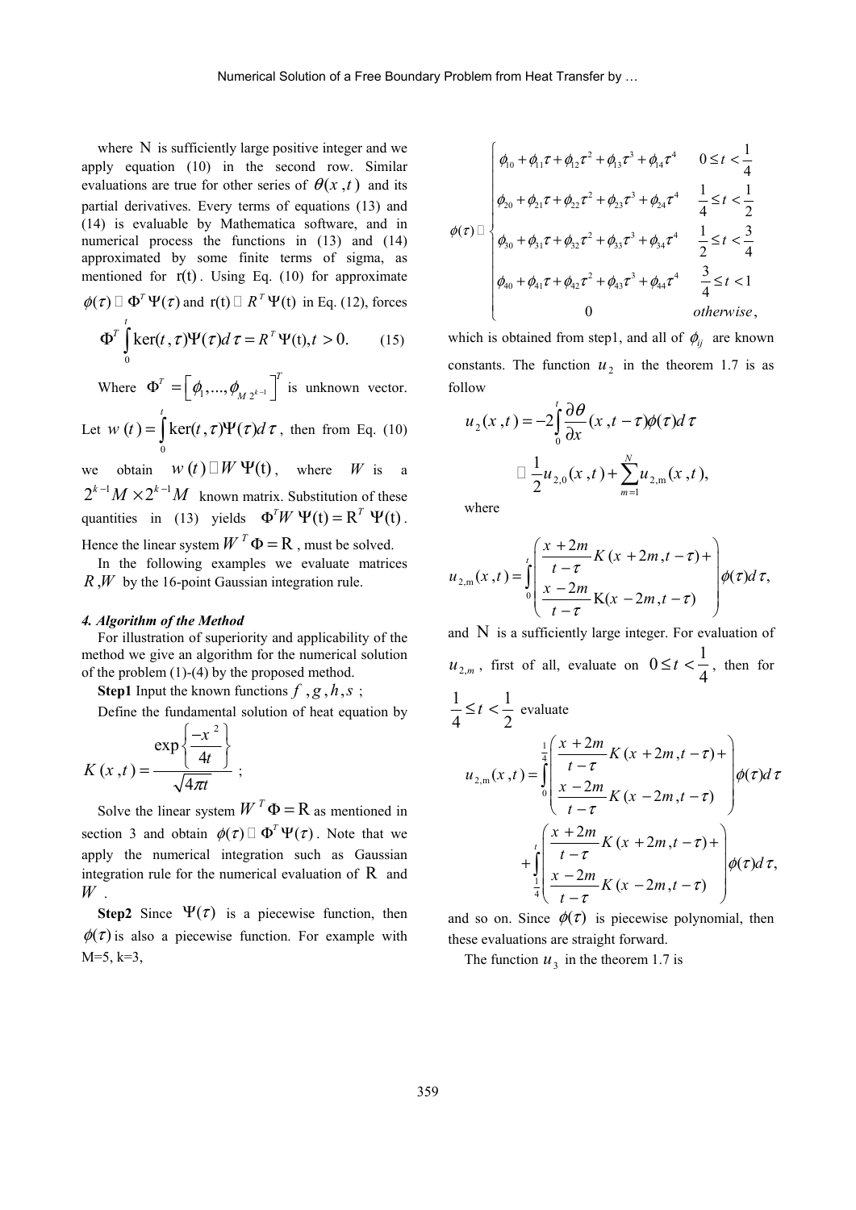where $N$ is sufficiently large positive integer and we apply equation (10) in the second row. Similar evaluations are true for other series of $\theta(x,t)$ and its partial derivatives. Every terms of equations (13) and (14) is evaluable by Mathematica software, and in numerical process the functions in (13) and (14) approximated by some finite terms of sigma, as mentioned for $r(t)$. Using Eq. (10) for approximate $\phi(\tau) \simeq \Phi^T \Psi(\tau)$ and $r(t) \simeq R^T \Psi(t)$ in Eq. (12), forces

$$\Phi^T \int_0^t \ker(t,\tau)\Psi(\tau)d\tau = R^T \Psi(t), t > 0. \qquad (15)$$

Where $\Phi^T = \left[\phi_1, ..., \phi_{M2^{k-1}}\right]^T$ is unknown vector. Let $w(t) = \int_0^t \ker(t,\tau)\Psi(\tau)d\tau$, then from Eq. (10) we obtain $w(t) \simeq W\,\Psi(t)$, where $W$ is a $2^{k-1}M \times 2^{k-1}M$ known matrix. Substitution of these quantities in (13) yields $\Phi^T W\,\Psi(t) = R^T\,\Psi(t)$. Hence the linear system $W^T\Phi = R$, must be solved.

In the following examples we evaluate matrices $R, W$ by the 16-point Gaussian integration rule.

### 4. Algorithm of the Method

For illustration of superiority and applicability of the method we give an algorithm for the numerical solution of the problem (1)-(4) by the proposed method.

**Step1** Input the known functions $f, g, h, s$;

Define the fundamental solution of heat equation by

$$K(x,t) = \frac{\exp\left\{\frac{-x^2}{4t}\right\}}{\sqrt{4\pi t}};$$

Solve the linear system $W^T\Phi = R$ as mentioned in section 3 and obtain $\phi(\tau) \simeq \Phi^T\Psi(\tau)$. Note that we apply the numerical integration such as Gaussian integration rule for the numerical evaluation of $R$ and $W$.

**Step2** Since $\Psi(\tau)$ is a piecewise function, then $\phi(\tau)$ is also a piecewise function. For example with M=5, k=3,

$$\phi(\tau) \simeq \begin{cases} \phi_{10} + \phi_{11}\tau + \phi_{12}\tau^2 + \phi_{13}\tau^3 + \phi_{14}\tau^4 & 0 \le t < \frac{1}{4} \\ \phi_{20} + \phi_{21}\tau + \phi_{22}\tau^2 + \phi_{23}\tau^3 + \phi_{24}\tau^4 & \frac{1}{4} \le t < \frac{1}{2} \\ \phi_{30} + \phi_{31}\tau + \phi_{32}\tau^2 + \phi_{33}\tau^3 + \phi_{34}\tau^4 & \frac{1}{2} \le t < \frac{3}{4} \\ \phi_{40} + \phi_{41}\tau + \phi_{42}\tau^2 + \phi_{43}\tau^3 + \phi_{44}\tau^4 & \frac{3}{4} \le t < 1 \\ 0 & otherwise, \end{cases}$$

which is obtained from step1, and all of $\phi_{ij}$ are known constants. The function $u_2$ in the theorem 1.7 is as follow

$$u_2(x,t) = -2\int_0^t \frac{\partial\theta}{\partial x}(x, t-\tau)\phi(\tau)d\tau$$
$$\simeq \frac{1}{2}u_{2,0}(x,t) + \sum_{m=1}^{N} u_{2,m}(x,t),$$

where

$$u_{2,m}(x,t) = \int_0^t \begin{pmatrix} \frac{x+2m}{t-\tau}K(x+2m, t-\tau) + \\ \frac{x-2m}{t-\tau}K(x-2m, t-\tau) \end{pmatrix} \phi(\tau)d\tau,$$

and $N$ is a sufficiently large integer. For evaluation of $u_{2,m}$, first of all, evaluate on $0 \le t < \frac{1}{4}$, then for $\frac{1}{4} \le t < \frac{1}{2}$ evaluate

$$u_{2,m}(x,t) = \int_0^{\frac{1}{4}} \begin{pmatrix} \frac{x+2m}{t-\tau}K(x+2m, t-\tau) + \\ \frac{x-2m}{t-\tau}K(x-2m, t-\tau) \end{pmatrix} \phi(\tau)d\tau$$
$$+ \int_{\frac{1}{4}}^{t} \begin{pmatrix} \frac{x+2m}{t-\tau}K(x+2m, t-\tau) + \\ \frac{x-2m}{t-\tau}K(x-2m, t-\tau) \end{pmatrix} \phi(\tau)d\tau,$$

and so on. Since $\phi(\tau)$ is piecewise polynomial, then these evaluations are straight forward.

The function $u_3$ in the theorem 1.7 is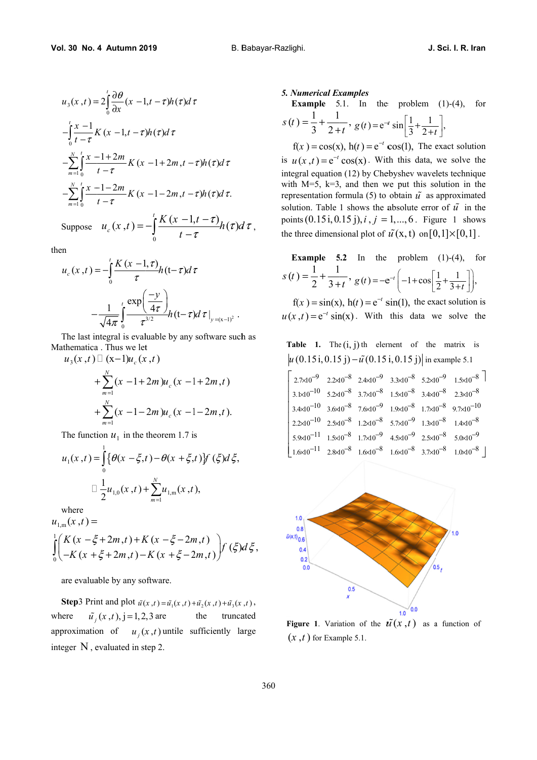$$u_3(x,t)=2\int_0^t \frac{\partial\theta}{\partial x}(x-1,t-\tau)h(\tau)d\tau$$

$$-\int_0^t \frac{x-1}{t-\tau}K(x-1,t-\tau)h(\tau)d\tau$$

$$-\sum_{m=1}^{N}\int_0^t \frac{x-1+2m}{t-\tau}K(x-1+2m,t-\tau)h(\tau)d\tau$$

$$-\sum_{m=1}^{N}\int_0^t \frac{x-1-2m}{t-\tau}K(x-1-2m,t-\tau)h(\tau)d\tau.$$

Suppose $u_c(x,t)=-\int_0^t \frac{K(x-1,t-\tau)}{t-\tau}h(\tau)d\tau$,

then

$$u_c(x,t)=-\int_0^t \frac{K(x-1,\tau)}{\tau}h(t-\tau)d\tau$$

$$-\frac{1}{\sqrt{4\pi}}\int_0^t \frac{\exp\left(\frac{-y}{4\tau}\right)}{\tau^{3/2}}h(t-\tau)d\tau\,|_{y=(x-1)^2}.$$

The last integral is evaluable by any software such as Mathematica . Thus we let

$$u_3(x,t)\approx(x-1)u_c(x,t)$$

$$+\sum_{m=1}^{N}(x-1+2m)u_c(x-1+2m,t)$$

$$+\sum_{m=1}^{N}(x-1-2m)u_c(x-1-2m,t).$$

The function $u_1$ in the theorem 1.7 is

$$u_1(x,t)=\int_0^1\{\theta(x-\xi,t)-\theta(x+\xi,t)\}f(\xi)d\xi,$$

$$\approx\frac{1}{2}u_{1,0}(x,t)+\sum_{m=1}^{N}u_{1,m}(x,t),$$

where

$$u_{1,m}(x,t)=$$

$$\int_0^1\begin{pmatrix}K(x-\xi+2m,t)+K(x-\xi-2m,t)\\-K(x+\xi+2m,t)-K(x+\xi-2m,t)\end{pmatrix}f(\xi)d\xi,$$

are evaluable by any software.

**Step**3 Print and plot $\tilde{u}(x,t)=\tilde{u}_1(x,t)+\tilde{u}_2(x,t)+\tilde{u}_3(x,t)$, where $\tilde{u}_j(x,t), j=1,2,3$ are the truncated approximation of $u_j(x,t)$ untile sufficiently large integer N , evaluated in step 2.

### 5. Numerical Examples

**Example** 5.1. In the problem (1)-(4), for $s(t)=\frac{1}{3}+\frac{1}{2+t}$, $g(t)=e^{-t}\sin\left[\frac{1}{3}+\frac{1}{2+t}\right]$,

$f(x)=\cos(x)$, $h(t)=e^{-t}\cos(1)$, The exact solution is $u(x,t)=e^{-t}\cos(x)$. With this data, we solve the integral equation (12) by Chebyshev wavelets technique with M=5, k=3, and then we put this solution in the representation formula (5) to obtain $\tilde{u}$ as approximated solution. Table 1 shows the absolute error of $\tilde{u}$ in the points $(0.15\,i, 0.15\,j), i, j=1,...,6$. Figure 1 shows the three dimensional plot of $\tilde{u}(x,t)$ on $[0,1]\times[0,1]$.

**Example** 5.2 In the problem (1)-(4), for $s(t)=\frac{1}{2}+\frac{1}{3+t}$, $g(t)=-e^{-t}\left(-1+\cos\left[\frac{1}{2}+\frac{1}{3+t}\right]\right)$,

$f(x)=\sin(x)$, $h(t)=e^{-t}\sin(1)$, the exact solution is $u(x,t)=e^{-t}\sin(x)$. With this data we solve the

**Table 1.** The $(i,j)$th element of the matrix is $|u(0.15\,i,0.15\,j)-\tilde{u}(0.15\,i,0.15\,j)|$ in example 5.1

| | | | | | |
|---|---|---|---|---|---|
| $2.7\times10^{-9}$ | $2.2\times10^{-8}$ | $2.4\times10^{-9}$ | $3.3\times10^{-8}$ | $5.2\times10^{-9}$ | $1.5\times10^{-8}$ |
| $3.1\times10^{-10}$ | $5.2\times10^{-8}$ | $3.7\times10^{-8}$ | $1.5\times10^{-8}$ | $3.4\times10^{-8}$ | $2.3\times10^{-8}$ |
| $3.4\times10^{-10}$ | $3.6\times10^{-8}$ | $7.6\times10^{-9}$ | $1.9\times10^{-8}$ | $1.7\times10^{-8}$ | $9.7\times10^{-10}$ |
| $2.2\times10^{-10}$ | $2.5\times10^{-8}$ | $1.2\times10^{-8}$ | $5.7\times10^{-9}$ | $1.3\times10^{-8}$ | $1.4\times10^{-8}$ |
| $5.9\times10^{-11}$ | $1.5\times10^{-8}$ | $1.7\times10^{-9}$ | $4.5\times10^{-9}$ | $2.5\times10^{-8}$ | $5.0\times10^{-9}$ |
| $1.6\times10^{-11}$ | $2.8\times10^{-8}$ | $1.6\times10^{-8}$ | $1.6\times10^{-8}$ | $3.7\times10^{-8}$ | $1.0\times10^{-8}$ |

1.0
0.8
ũ(x,t) 0.6
0.4
0.2
0.0
0.5
x
1.0
0.0
0.5 t
1.0

**Figure 1.** Variation of the $\tilde{u}(x,t)$ as a function of $(x,t)$ for Example 5.1.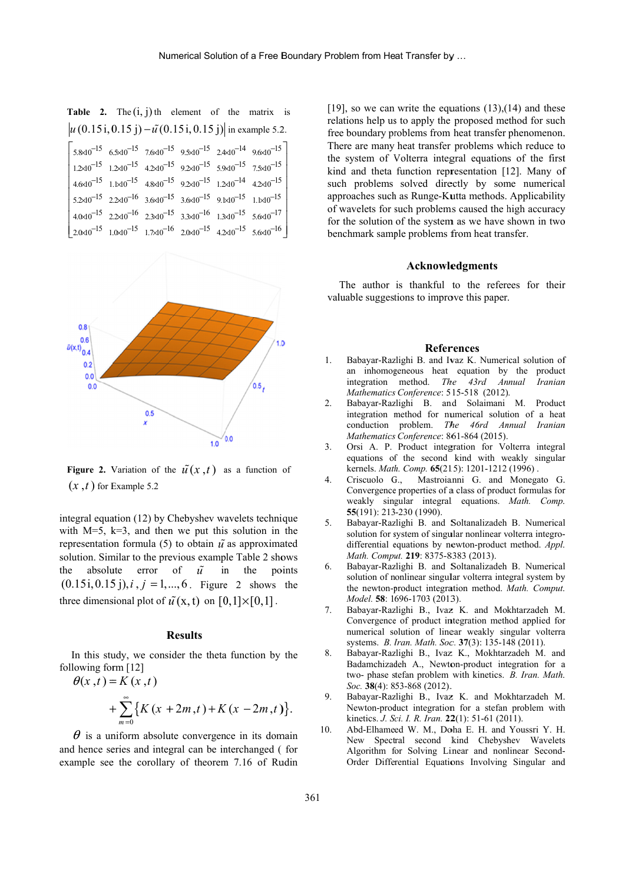**Table 2.** The $(i, j)$th element of the matrix is $|u(0.15i, 0.15j) - \tilde{u}(0.15i, 0.15j)|$ in example 5.2.

$$
\begin{bmatrix}
5.8\times10^{-15} & 6.5\times10^{-15} & 7.6\times10^{-15} & 9.5\times10^{-15} & 2.4\times10^{-14} & 9.6\times10^{-15} \\
1.2\times10^{-15} & 1.2\times10^{-15} & 4.2\times10^{-15} & 9.2\times10^{-15} & 5.9\times10^{-15} & 7.5\times10^{-15} \\
4.6\times10^{-15} & 1.1\times10^{-15} & 4.8\times10^{-15} & 9.2\times10^{-15} & 1.2\times10^{-14} & 4.2\times10^{-15} \\
5.2\times10^{-15} & 2.2\times10^{-16} & 3.6\times10^{-15} & 3.6\times10^{-15} & 9.1\times10^{-15} & 1.1\times10^{-15} \\
4.0\times10^{-15} & 2.2\times10^{-16} & 2.3\times10^{-15} & 3.3\times10^{-16} & 1.3\times10^{-15} & 5.6\times10^{-17} \\
2.0\times10^{-15} & 1.0\times10^{-15} & 1.7\times10^{-16} & 2.0\times10^{-15} & 4.2\times10^{-15} & 5.6\times10^{-16}
\end{bmatrix}
$$

0.8
0.6
$\tilde{u}(x,t)$ 0.4
0.2
0.0
0.0
0.5
$x$
1.0
1.0
0.5 $t$
0.0

**Figure 2.** Variation of the $\tilde{u}(x,t)$ as a function of $(x,t)$ for Example 5.2

integral equation (12) by Chebyshev wavelets technique with M=5, k=3, and then we put this solution in the representation formula (5) to obtain $\tilde{u}$ as approximated solution. Similar to the previous example Table 2 shows the absolute error of $\tilde{u}$ in the points $(0.15i, 0.15j), i, j = 1, \ldots, 6$. Figure 2 shows the three dimensional plot of $\tilde{u}(x, t)$ on $[0,1]\times[0,1]$.

## Results

In this study, we consider the theta function by the following form [12]

$$
\theta(x,t) = K(x,t) + \sum_{m=0}^{\infty}\{K(x+2m,t) + K(x-2m,t)\}.
$$

$\theta$ is a uniform absolute convergence in its domain and hence series and integral can be interchanged ( for example see the corollary of theorem 7.16 of Rudin [19], so we can write the equations (13),(14) and these relations help us to apply the proposed method for such free boundary problems from heat transfer phenomenon. There are many heat transfer problems which reduce to the system of Volterra integral equations of the first kind and theta function representation [12]. Many of such problems solved directly by some numerical approaches such as Runge-Kutta methods. Applicability of wavelets for such problems caused the high accuracy for the solution of the system as we have shown in two benchmark sample problems from heat transfer.

## Acknowledgments

The author is thankful to the referees for their valuable suggestions to improve this paper.

## References

1. Babayar-Razlighi B. and Ivaz K. Numerical solution of an inhomogeneous heat equation by the product integration method. *The 43rd Annual Iranian Mathematics Conference*: 515-518 (2012).
2. Babayar-Razlighi B. and Solaimani M. Product integration method for numerical solution of a heat conduction problem. *The 46rd Annual Iranian Mathematics Conference*: 861-864 (2015).
3. Orsi A. P. Product integration for Volterra integral equations of the second kind with weakly singular kernels. *Math. Comp.* **65**(215): 1201-1212 (1996) .
4. Criscuolo G., Mastroianni G. and Monegato G. Convergence properties of a class of product formulas for weakly singular integral equations. *Math. Comp.* **55**(191): 213-230 (1990).
5. Babayar-Razlighi B. and Soltanalizadeh B. Numerical solution for system of singular nonlinear volterra integro-differential equations by newton-product method. *Appl. Math. Comput.* **219**: 8375-8383 (2013).
6. Babayar-Razlighi B. and Soltanalizadeh B. Numerical solution of nonlinear singular volterra integral system by the newton-product integration method. *Math. Comput. Model.* **58**: 1696-1703 (2013).
7. Babayar-Razlighi B., Ivaz K. and Mokhtarzadeh M. Convergence of product integration method applied for numerical solution of linear weakly singular volterra systems. *B. Iran. Math. Soc.* **37**(3): 135-148 (2011).
8. Babayar-Razlighi B., Ivaz K., Mokhtarzadeh M. and Badamchizadeh A., Newton-product integration for a two- phase stefan problem with kinetics. *B. Iran. Math. Soc.* **38**(4): 853-868 (2012).
9. Babayar-Razlighi B., Ivaz K. and Mokhtarzadeh M. Newton-product integration for a stefan problem with kinetics. *J. Sci. I. R. Iran.* **22**(1): 51-61 (2011).
10. Abd-Elhameed W. M., Doha E. H. and Youssri Y. H. New Spectral second kind Chebyshev Wavelets Algorithm for Solving Linear and nonlinear Second-Order Differential Equations Involving Singular and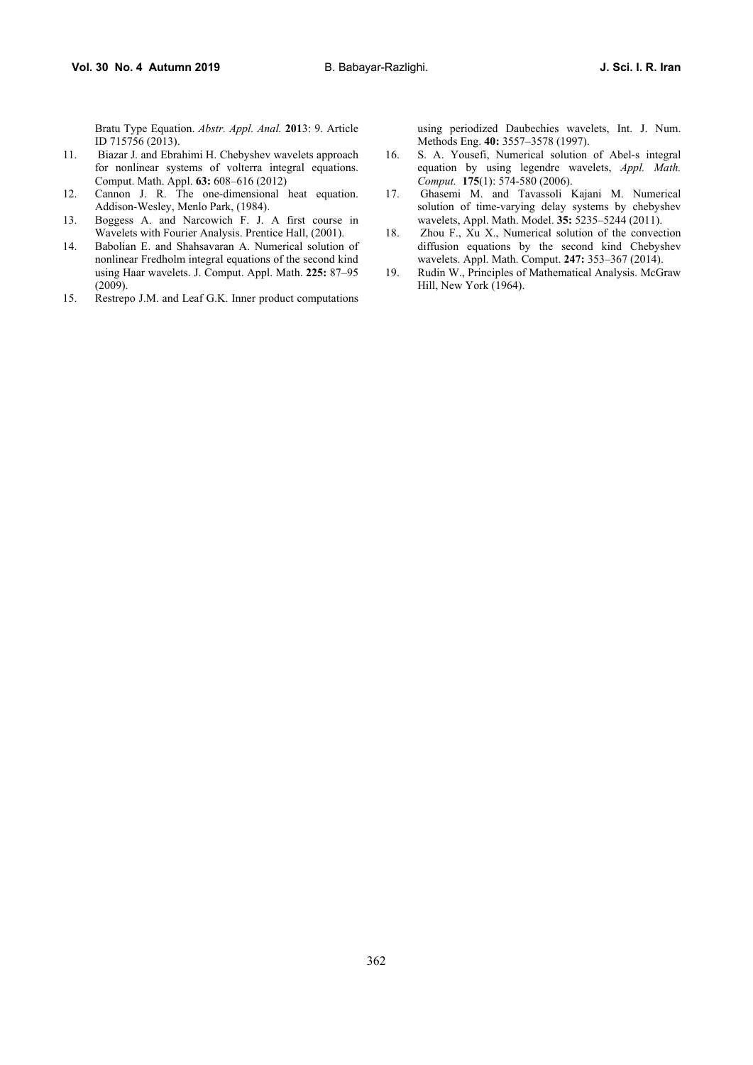Bratu Type Equation. *Abstr. Appl. Anal.* **201**3: 9. Article ID 715756 (2013).

11. Biazar J. and Ebrahimi H. Chebyshev wavelets approach for nonlinear systems of volterra integral equations. Comput. Math. Appl. **63:** 608–616 (2012)
12. Cannon J. R. The one-dimensional heat equation. Addison-Wesley, Menlo Park, (1984).
13. Boggess A. and Narcowich F. J. A first course in Wavelets with Fourier Analysis. Prentice Hall, (2001).
14. Babolian E. and Shahsavaran A. Numerical solution of nonlinear Fredholm integral equations of the second kind using Haar wavelets. J. Comput. Appl. Math. **225:** 87–95 (2009).
15. Restrepo J.M. and Leaf G.K. Inner product computations using periodized Daubechies wavelets, Int. J. Num. Methods Eng. **40:** 3557–3578 (1997).
16. S. A. Yousefi, Numerical solution of Abel-s integral equation by using legendre wavelets, *Appl. Math. Comput.* **175**(1): 574-580 (2006).
17. Ghasemi M. and Tavassoli Kajani M. Numerical solution of time-varying delay systems by chebyshev wavelets, Appl. Math. Model. **35:** 5235–5244 (2011).
18. Zhou F., Xu X., Numerical solution of the convection diffusion equations by the second kind Chebyshev wavelets. Appl. Math. Comput. **247:** 353–367 (2014).
19. Rudin W., Principles of Mathematical Analysis. McGraw Hill, New York (1964).